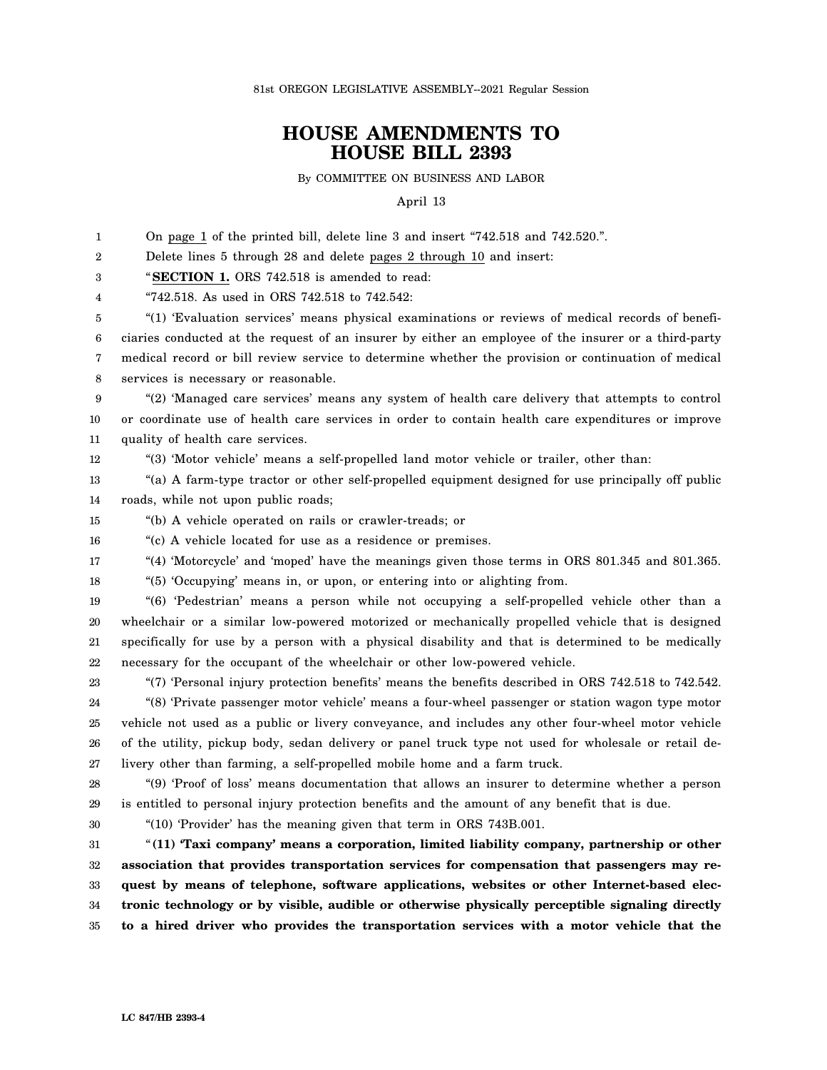81st OREGON LEGISLATIVE ASSEMBLY--2021 Regular Session

# HOUSE AMENDMENTS TO HOUSE BILL 2393

By COMMITTEE ON BUSINESS AND LABOR

April 13

On page 1 of the printed bill, delete line 3 and insert "742.518 and 742.520.".

Delete lines 5 through 28 and delete pages 2 through 10 and insert:

"**SECTION 1.** ORS 742.518 is amended to read:

"742.518. As used in ORS 742.518 to 742.542:

"(1) 'Evaluation services' means physical examinations or reviews of medical records of beneficiaries conducted at the request of an insurer by either an employee of the insurer or a third-party medical record or bill review service to determine whether the provision or continuation of medical services is necessary or reasonable.

"(2) 'Managed care services' means any system of health care delivery that attempts to control or coordinate use of health care services in order to contain health care expenditures or improve quality of health care services.

"(3) 'Motor vehicle' means a self-propelled land motor vehicle or trailer, other than:

"(a) A farm-type tractor or other self-propelled equipment designed for use principally off public roads, while not upon public roads;

"(b) A vehicle operated on rails or crawler-treads; or

"(c) A vehicle located for use as a residence or premises.

"(4) 'Motorcycle' and 'moped' have the meanings given those terms in ORS 801.345 and 801.365.

"(5) 'Occupying' means in, or upon, or entering into or alighting from.

"(6) 'Pedestrian' means a person while not occupying a self-propelled vehicle other than a wheelchair or a similar low-powered motorized or mechanically propelled vehicle that is designed specifically for use by a person with a physical disability and that is determined to be medically necessary for the occupant of the wheelchair or other low-powered vehicle.

"(7) 'Personal injury protection benefits' means the benefits described in ORS 742.518 to 742.542.

"(8) 'Private passenger motor vehicle' means a four-wheel passenger or station wagon type motor vehicle not used as a public or livery conveyance, and includes any other four-wheel motor vehicle of the utility, pickup body, sedan delivery or panel truck type not used for wholesale or retail delivery other than farming, a self-propelled mobile home and a farm truck.

"(9) 'Proof of loss' means documentation that allows an insurer to determine whether a person is entitled to personal injury protection benefits and the amount of any benefit that is due.

"(10) 'Provider' has the meaning given that term in ORS 743B.001.

"**(11) 'Taxi company' means a corporation, limited liability company, partnership or other association that provides transportation services for compensation that passengers may request by means of telephone, software applications, websites or other Internet-based electronic technology or by visible, audible or otherwise physically perceptible signaling directly to a hired driver who provides the transportation services with a motor vehicle that the**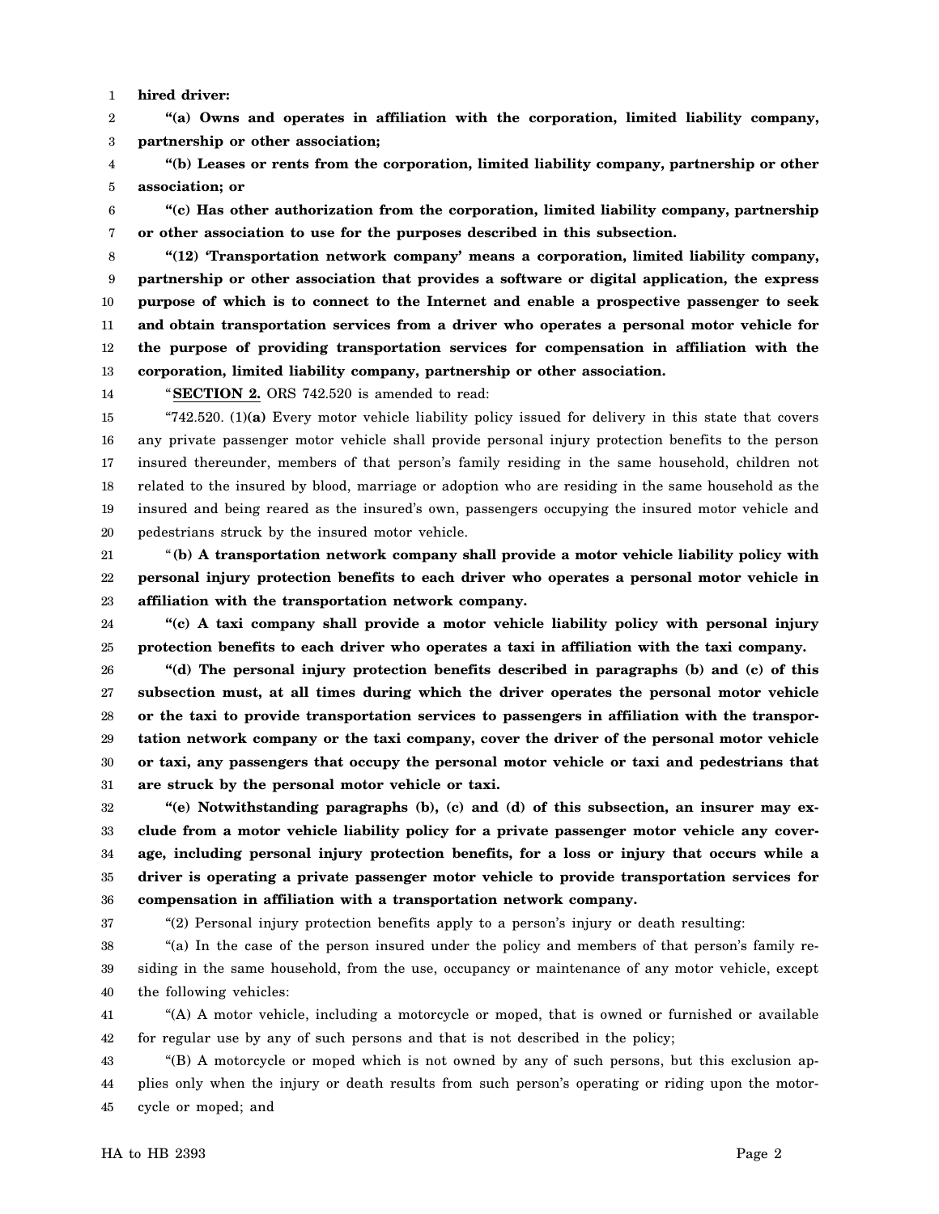**hired driver:**

**"(a) Owns and operates in affiliation with the corporation, limited liability company, partnership or other association;**

**"(b) Leases or rents from the corporation, limited liability company, partnership or other association; or**

**"(c) Has other authorization from the corporation, limited liability company, partnership or other association to use for the purposes described in this subsection.**

**"(12) 'Transportation network company' means a corporation, limited liability company, partnership or other association that provides a software or digital application, the express purpose of which is to connect to the Internet and enable a prospective passenger to seek and obtain transportation services from a driver who operates a personal motor vehicle for the purpose of providing transportation services for compensation in affiliation with the corporation, limited liability company, partnership or other association.**

"**SECTION 2.** ORS 742.520 is amended to read:

"742.520. (1)**(a)** Every motor vehicle liability policy issued for delivery in this state that covers any private passenger motor vehicle shall provide personal injury protection benefits to the person insured thereunder, members of that person's family residing in the same household, children not related to the insured by blood, marriage or adoption who are residing in the same household as the insured and being reared as the insured's own, passengers occupying the insured motor vehicle and pedestrians struck by the insured motor vehicle.

"**(b) A transportation network company shall provide a motor vehicle liability policy with personal injury protection benefits to each driver who operates a personal motor vehicle in affiliation with the transportation network company.**

**"(c) A taxi company shall provide a motor vehicle liability policy with personal injury protection benefits to each driver who operates a taxi in affiliation with the taxi company.**

**"(d) The personal injury protection benefits described in paragraphs (b) and (c) of this subsection must, at all times during which the driver operates the personal motor vehicle or the taxi to provide transportation services to passengers in affiliation with the transportation network company or the taxi company, cover the driver of the personal motor vehicle or taxi, any passengers that occupy the personal motor vehicle or taxi and pedestrians that are struck by the personal motor vehicle or taxi.**

**"(e) Notwithstanding paragraphs (b), (c) and (d) of this subsection, an insurer may exclude from a motor vehicle liability policy for a private passenger motor vehicle any coverage, including personal injury protection benefits, for a loss or injury that occurs while a driver is operating a private passenger motor vehicle to provide transportation services for compensation in affiliation with a transportation network company.**

"(2) Personal injury protection benefits apply to a person's injury or death resulting:

"(a) In the case of the person insured under the policy and members of that person's family residing in the same household, from the use, occupancy or maintenance of any motor vehicle, except the following vehicles:

"(A) A motor vehicle, including a motorcycle or moped, that is owned or furnished or available for regular use by any of such persons and that is not described in the policy;

"(B) A motorcycle or moped which is not owned by any of such persons, but this exclusion applies only when the injury or death results from such person's operating or riding upon the motorcycle or moped; and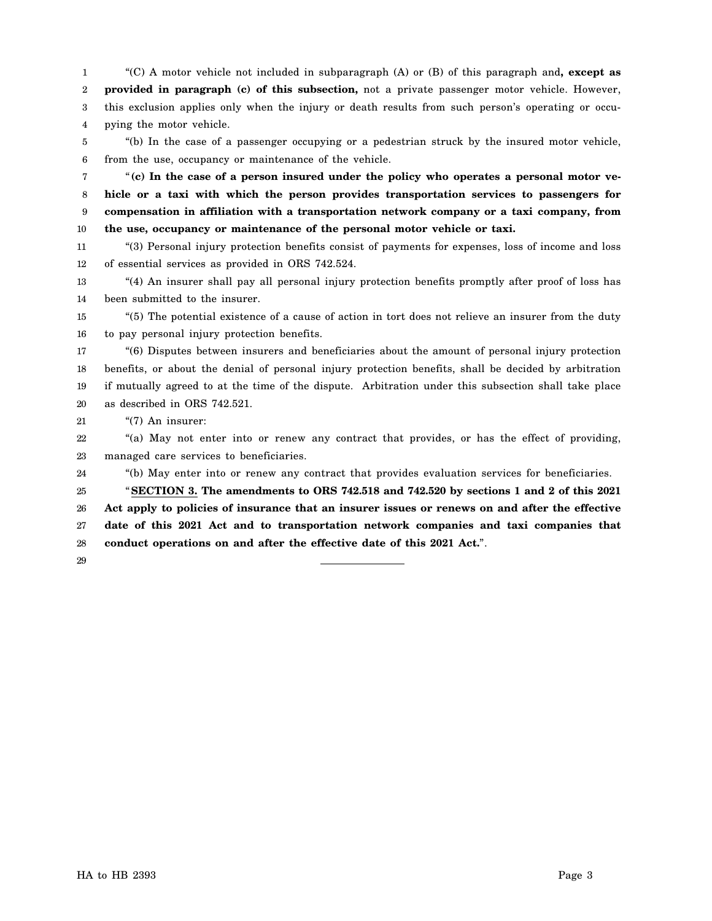"(C) A motor vehicle not included in subparagraph (A) or (B) of this paragraph and**, except as provided in paragraph (c) of this subsection,** not a private passenger motor vehicle. However, this exclusion applies only when the injury or death results from such person's operating or occupying the motor vehicle.

"(b) In the case of a passenger occupying or a pedestrian struck by the insured motor vehicle, from the use, occupancy or maintenance of the vehicle.

"**(c) In the case of a person insured under the policy who operates a personal motor vehicle or a taxi with which the person provides transportation services to passengers for compensation in affiliation with a transportation network company or a taxi company, from the use, occupancy or maintenance of the personal motor vehicle or taxi.**

"(3) Personal injury protection benefits consist of payments for expenses, loss of income and loss of essential services as provided in ORS 742.524.

"(4) An insurer shall pay all personal injury protection benefits promptly after proof of loss has been submitted to the insurer.

"(5) The potential existence of a cause of action in tort does not relieve an insurer from the duty to pay personal injury protection benefits.

"(6) Disputes between insurers and beneficiaries about the amount of personal injury protection benefits, or about the denial of personal injury protection benefits, shall be decided by arbitration if mutually agreed to at the time of the dispute. Arbitration under this subsection shall take place as described in ORS 742.521.

"(7) An insurer:

"(a) May not enter into or renew any contract that provides, or has the effect of providing, managed care services to beneficiaries.

"(b) May enter into or renew any contract that provides evaluation services for beneficiaries.

"**SECTION 3. The amendments to ORS 742.518 and 742.520 by sections 1 and 2 of this 2021 Act apply to policies of insurance that an insurer issues or renews on and after the effective date of this 2021 Act and to transportation network companies and taxi companies that conduct operations on and after the effective date of this 2021 Act.**".